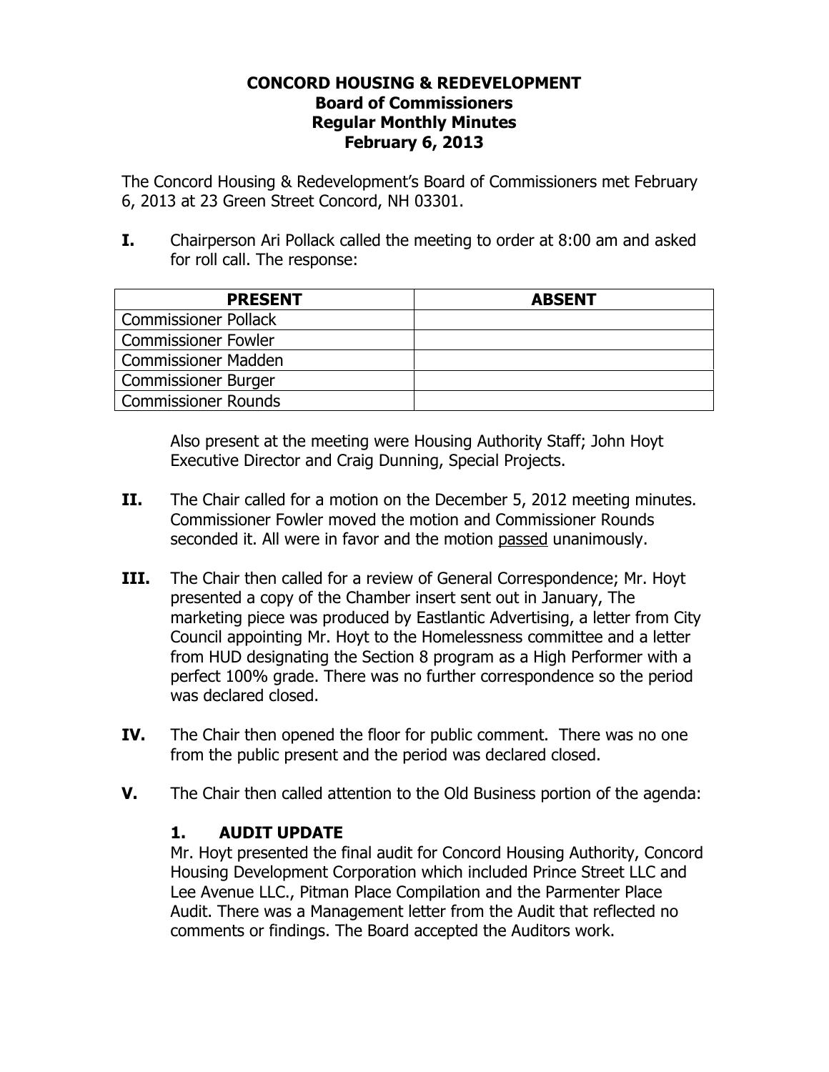# CONCORD HOUSING & REDEVELOPMENT
## Board of Commissioners
## Regular Monthly Minutes
## February 6, 2013

The Concord Housing & Redevelopment's Board of Commissioners met February 6, 2013 at 23 Green Street Concord, NH 03301.

**I.** Chairperson Ari Pollack called the meeting to order at 8:00 am and asked for roll call. The response:

| PRESENT | ABSENT |
| --- | --- |
| Commissioner Pollack | |
| Commissioner Fowler | |
| Commissioner Madden | |
| Commissioner Burger | |
| Commissioner Rounds | |

Also present at the meeting were Housing Authority Staff; John Hoyt Executive Director and Craig Dunning, Special Projects.

**II.** The Chair called for a motion on the December 5, 2012 meeting minutes. Commissioner Fowler moved the motion and Commissioner Rounds seconded it. All were in favor and the motion passed unanimously.

**III.** The Chair then called for a review of General Correspondence; Mr. Hoyt presented a copy of the Chamber insert sent out in January, The marketing piece was produced by Eastlantic Advertising, a letter from City Council appointing Mr. Hoyt to the Homelessness committee and a letter from HUD designating the Section 8 program as a High Performer with a perfect 100% grade. There was no further correspondence so the period was declared closed.

**IV.** The Chair then opened the floor for public comment. There was no one from the public present and the period was declared closed.

**V.** The Chair then called attention to the Old Business portion of the agenda:

### 1. AUDIT UPDATE

Mr. Hoyt presented the final audit for Concord Housing Authority, Concord Housing Development Corporation which included Prince Street LLC and Lee Avenue LLC., Pitman Place Compilation and the Parmenter Place Audit. There was a Management letter from the Audit that reflected no comments or findings. The Board accepted the Auditors work.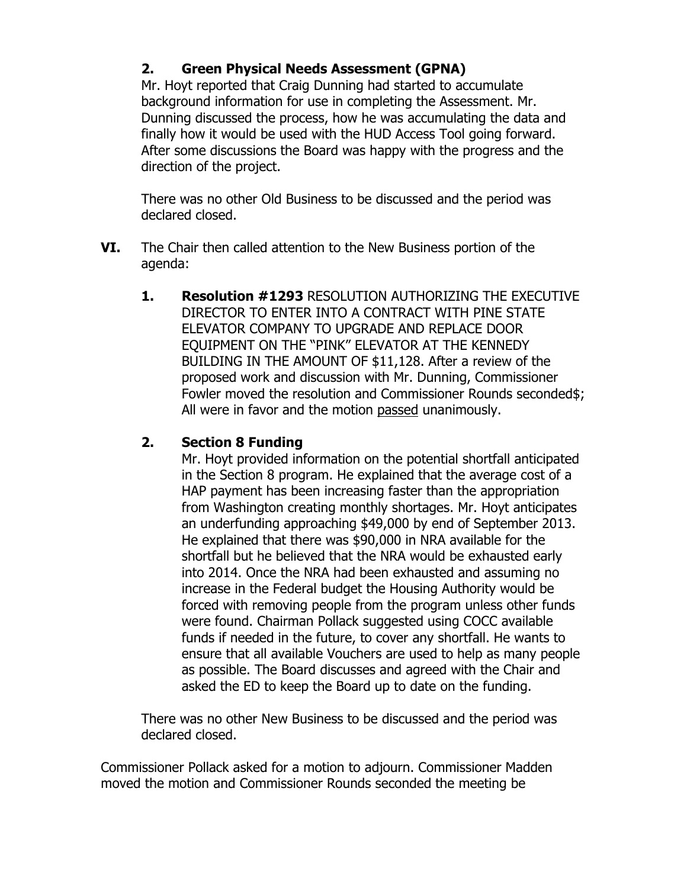**2. Green Physical Needs Assessment (GPNA)**

Mr. Hoyt reported that Craig Dunning had started to accumulate background information for use in completing the Assessment. Mr. Dunning discussed the process, how he was accumulating the data and finally how it would be used with the HUD Access Tool going forward. After some discussions the Board was happy with the progress and the direction of the project.

There was no other Old Business to be discussed and the period was declared closed.

**VI.** The Chair then called attention to the New Business portion of the agenda:

**1. Resolution #1293** RESOLUTION AUTHORIZING THE EXECUTIVE DIRECTOR TO ENTER INTO A CONTRACT WITH PINE STATE ELEVATOR COMPANY TO UPGRADE AND REPLACE DOOR EQUIPMENT ON THE "PINK" ELEVATOR AT THE KENNEDY BUILDING IN THE AMOUNT OF $11,128. After a review of the proposed work and discussion with Mr. Dunning, Commissioner Fowler moved the resolution and Commissioner Rounds seconded$; All were in favor and the motion <u>passed</u> unanimously.

**2. Section 8 Funding**

Mr. Hoyt provided information on the potential shortfall anticipated in the Section 8 program. He explained that the average cost of a HAP payment has been increasing faster than the appropriation from Washington creating monthly shortages. Mr. Hoyt anticipates an underfunding approaching $49,000 by end of September 2013. He explained that there was $90,000 in NRA available for the shortfall but he believed that the NRA would be exhausted early into 2014. Once the NRA had been exhausted and assuming no increase in the Federal budget the Housing Authority would be forced with removing people from the program unless other funds were found. Chairman Pollack suggested using COCC available funds if needed in the future, to cover any shortfall. He wants to ensure that all available Vouchers are used to help as many people as possible. The Board discusses and agreed with the Chair and asked the ED to keep the Board up to date on the funding.

There was no other New Business to be discussed and the period was declared closed.

Commissioner Pollack asked for a motion to adjourn. Commissioner Madden moved the motion and Commissioner Rounds seconded the meeting be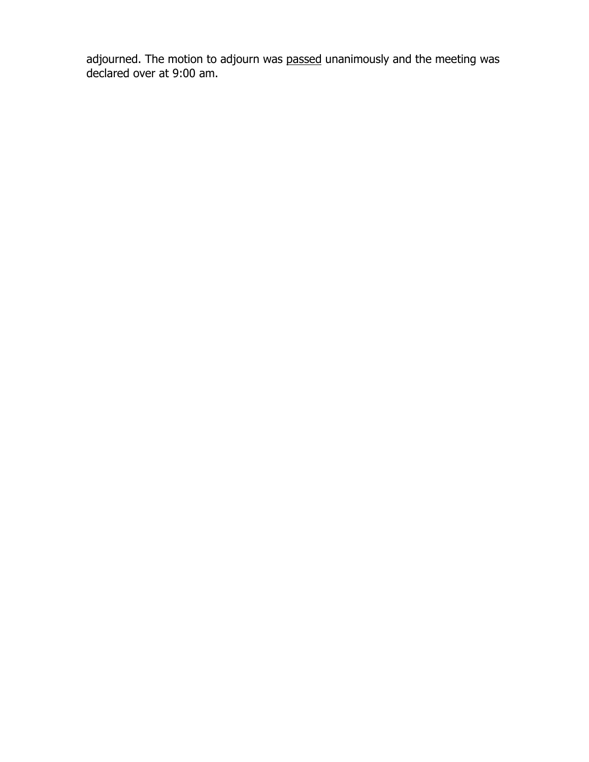adjourned. The motion to adjourn was <u>passed</u> unanimously and the meeting was declared over at 9:00 am.